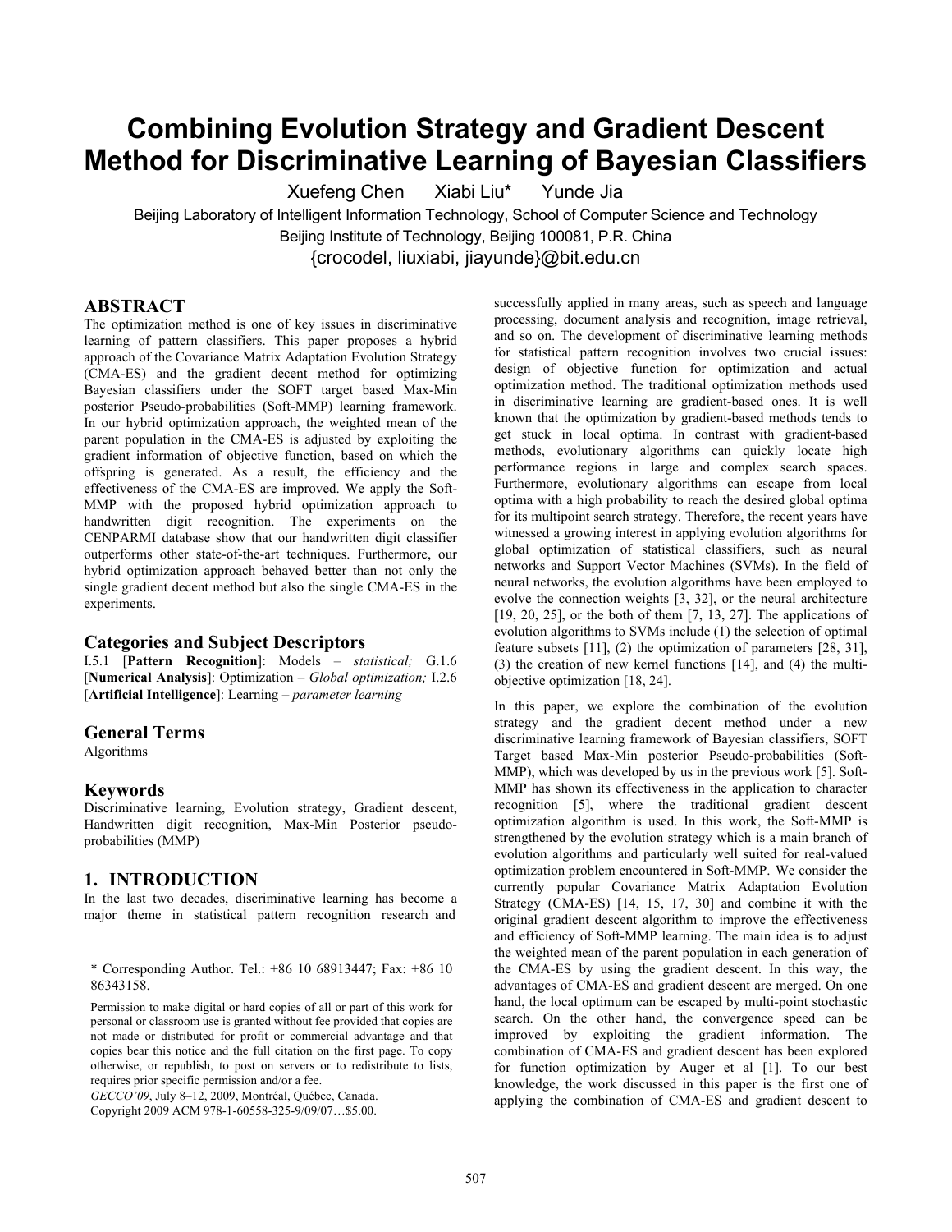# Combining Evolution Strategy and Gradient Descent Method for Discriminative Learning of Bayesian Classifiers

Xuefeng Chen  Xiabi Liu*  Yunde Jia

Beijing Laboratory of Intelligent Information Technology, School of Computer Science and Technology

Beijing Institute of Technology, Beijing 100081, P.R. China

{crocodel, liuxiabi, jiayunde}@bit.edu.cn

## ABSTRACT

The optimization method is one of key issues in discriminative learning of pattern classifiers. This paper proposes a hybrid approach of the Covariance Matrix Adaptation Evolution Strategy (CMA-ES) and the gradient decent method for optimizing Bayesian classifiers under the SOFT target based Max-Min posterior Pseudo-probabilities (Soft-MMP) learning framework. In our hybrid optimization approach, the weighted mean of the parent population in the CMA-ES is adjusted by exploiting the gradient information of objective function, based on which the offspring is generated. As a result, the efficiency and the effectiveness of the CMA-ES are improved. We apply the Soft-MMP with the proposed hybrid optimization approach to handwritten digit recognition. The experiments on the CENPARMI database show that our handwritten digit classifier outperforms other state-of-the-art techniques. Furthermore, our hybrid optimization approach behaved better than not only the single gradient decent method but also the single CMA-ES in the experiments.

### Categories and Subject Descriptors

I.5.1 [**Pattern Recognition**]: Models – *statistical;* G.1.6 [**Numerical Analysis**]: Optimization – *Global optimization;* I.2.6 [**Artificial Intelligence**]: Learning – *parameter learning*

### General Terms

Algorithms

### Keywords

Discriminative learning, Evolution strategy, Gradient descent, Handwritten digit recognition, Max-Min Posterior pseudo-probabilities (MMP)

## 1. INTRODUCTION

In the last two decades, discriminative learning has become a major theme in statistical pattern recognition research and successfully applied in many areas, such as speech and language processing, document analysis and recognition, image retrieval, and so on. The development of discriminative learning methods for statistical pattern recognition involves two crucial issues: design of objective function for optimization and actual optimization method. The traditional optimization methods used in discriminative learning are gradient-based ones. It is well known that the optimization by gradient-based methods tends to get stuck in local optima. In contrast with gradient-based methods, evolutionary algorithms can quickly locate high performance regions in large and complex search spaces. Furthermore, evolutionary algorithms can escape from local optima with a high probability to reach the desired global optima for its multipoint search strategy. Therefore, the recent years have witnessed a growing interest in applying evolution algorithms for global optimization of statistical classifiers, such as neural networks and Support Vector Machines (SVMs). In the field of neural networks, the evolution algorithms have been employed to evolve the connection weights [3, 32], or the neural architecture [19, 20, 25], or the both of them [7, 13, 27]. The applications of evolution algorithms to SVMs include (1) the selection of optimal feature subsets [11], (2) the optimization of parameters [28, 31], (3) the creation of new kernel functions [14], and (4) the multi-objective optimization [18, 24].

In this paper, we explore the combination of the evolution strategy and the gradient decent method under a new discriminative learning framework of Bayesian classifiers, SOFT Target based Max-Min posterior Pseudo-probabilities (Soft-MMP), which was developed by us in the previous work [5]. Soft-MMP has shown its effectiveness in the application to character recognition [5], where the traditional gradient descent optimization algorithm is used. In this work, the Soft-MMP is strengthened by the evolution strategy which is a main branch of evolution algorithms and particularly well suited for real-valued optimization problem encountered in Soft-MMP. We consider the currently popular Covariance Matrix Adaptation Evolution Strategy (CMA-ES) [14, 15, 17, 30] and combine it with the original gradient descent algorithm to improve the effectiveness and efficiency of Soft-MMP learning. The main idea is to adjust the weighted mean of the parent population in each generation of the CMA-ES by using the gradient descent. In this way, the advantages of CMA-ES and gradient descent are merged. On one hand, the local optimum can be escaped by multi-point stochastic search. On the other hand, the convergence speed can be improved by exploiting the gradient information. The combination of CMA-ES and gradient descent has been explored for function optimization by Auger et al [1]. To our best knowledge, the work discussed in this paper is the first one of applying the combination of CMA-ES and gradient descent to

\* Corresponding Author. Tel.: +86 10 68913447; Fax: +86 10 86343158.

Permission to make digital or hard copies of all or part of this work for personal or classroom use is granted without fee provided that copies are not made or distributed for profit or commercial advantage and that copies bear this notice and the full citation on the first page. To copy otherwise, or republish, to post on servers or to redistribute to lists, requires prior specific permission and/or a fee.

*GECCO'09*, July 8–12, 2009, Montréal, Québec, Canada.

Copyright 2009 ACM 978-1-60558-325-9/09/07…$5.00.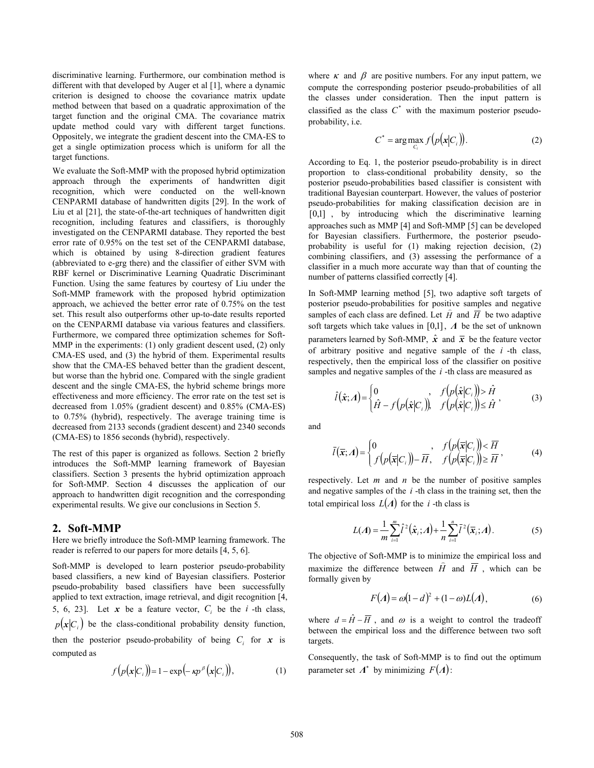discriminative learning. Furthermore, our combination method is different with that developed by Auger et al [1], where a dynamic criterion is designed to choose the covariance matrix update method between that based on a quadratic approximation of the target function and the original CMA. The covariance matrix update method could vary with different target functions. Oppositely, we integrate the gradient descent into the CMA-ES to get a single optimization process which is uniform for all the target functions.

We evaluate the Soft-MMP with the proposed hybrid optimization approach through the experiments of handwritten digit recognition, which were conducted on the well-known CENPARMI database of handwritten digits [29]. In the work of Liu et al [21], the state-of-the-art techniques of handwritten digit recognition, including features and classifiers, is thoroughly investigated on the CENPARMI database. They reported the best error rate of 0.95% on the test set of the CENPARMI database, which is obtained by using 8-direction gradient features (abbreviated to e-grg there) and the classifier of either SVM with RBF kernel or Discriminative Learning Quadratic Discriminant Function. Using the same features by courtesy of Liu under the Soft-MMP framework with the proposed hybrid optimization approach, we achieved the better error rate of 0.75% on the test set. This result also outperforms other up-to-date results reported on the CENPARMI database via various features and classifiers. Furthermore, we compared three optimization schemes for Soft-MMP in the experiments: (1) only gradient descent used, (2) only CMA-ES used, and (3) the hybrid of them. Experimental results show that the CMA-ES behaved better than the gradient descent, but worse than the hybrid one. Compared with the single gradient descent and the single CMA-ES, the hybrid scheme brings more effectiveness and more efficiency. The error rate on the test set is decreased from 1.05% (gradient descent) and 0.85% (CMA-ES) to 0.75% (hybrid), respectively. The average training time is decreased from 2133 seconds (gradient descent) and 2340 seconds (CMA-ES) to 1856 seconds (hybrid), respectively.

The rest of this paper is organized as follows. Section 2 briefly introduces the Soft-MMP learning framework of Bayesian classifiers. Section 3 presents the hybrid optimization approach for Soft-MMP. Section 4 discusses the application of our approach to handwritten digit recognition and the corresponding experimental results. We give our conclusions in Section 5.

## 2. Soft-MMP

Here we briefly introduce the Soft-MMP learning framework. The reader is referred to our papers for more details [4, 5, 6].

Soft-MMP is developed to learn posterior pseudo-probability based classifiers, a new kind of Bayesian classifiers. Posterior pseudo-probability based classifiers have been successfully applied to text extraction, image retrieval, and digit recognition [4, 5, 6, 23]. Let $\boldsymbol{x}$ be a feature vector, $C_i$ be the $i$-th class, $p(\boldsymbol{x}|C_i)$ be the class-conditional probability density function, then the posterior pseudo-probability of being $C_i$ for $\boldsymbol{x}$ is computed as

$$f\left(p(\boldsymbol{x}|C_i)\right) = 1 - \exp\left(-\kappa p^{\beta}(\boldsymbol{x}|C_i)\right), \tag{1}$$

where $\kappa$ and $\beta$ are positive numbers. For any input pattern, we compute the corresponding posterior pseudo-probabilities of all the classes under consideration. Then the input pattern is classified as the class $C^*$ with the maximum posterior pseudo-probability, i.e.

$$C^* = \arg\max_{C_i} f\left(p(\boldsymbol{x}|C_i)\right). \tag{2}$$

According to Eq. 1, the posterior pseudo-probability is in direct proportion to class-conditional probability density, so the posterior pseudo-probabilities based classifier is consistent with traditional Bayesian counterpart. However, the values of posterior pseudo-probabilities for making classification decision are in $[0,1]$, by introducing which the discriminative learning approaches such as MMP [4] and Soft-MMP [5] can be developed for Bayesian classifiers. Furthermore, the posterior pseudo-probability is useful for (1) making rejection decision, (2) combining classifiers, and (3) assessing the performance of a classifier in a much more accurate way than that of counting the number of patterns classified correctly [4].

In Soft-MMP learning method [5], two adaptive soft targets of posterior pseudo-probabilities for positive samples and negative samples of each class are defined. Let $\hat{H}$ and $\overline{H}$ be two adaptive soft targets which take values in $[0,1]$, $\boldsymbol{\Lambda}$ be the set of unknown parameters learned by Soft-MMP, $\hat{\boldsymbol{x}}$ and $\overline{\boldsymbol{x}}$ be the feature vector of arbitrary positive and negative sample of the $i$-th class, respectively, then the empirical loss of the classifier on positive samples and negative samples of the $i$-th class are measured as

$$\hat{l}(\hat{\boldsymbol{x}};\boldsymbol{\Lambda}) = \begin{cases} 0 & , \quad f\left(p(\hat{\boldsymbol{x}}|C_i)\right) > \hat{H} \\ \hat{H} - f\left(p(\hat{\boldsymbol{x}}|C_i)\right), & f\left(p(\hat{\boldsymbol{x}}|C_i)\right) \le \hat{H} \end{cases}, \tag{3}$$

and

$$\overline{l}(\overline{\boldsymbol{x}};\boldsymbol{\Lambda}) = \begin{cases} 0 & , \quad f\left(p(\overline{\boldsymbol{x}}|C_i)\right) < \overline{H} \\ f\left(p(\overline{\boldsymbol{x}}|C_i)\right) - \overline{H}, & f\left(p(\overline{\boldsymbol{x}}|C_i)\right) \ge \overline{H} \end{cases}, \tag{4}$$

respectively. Let $m$ and $n$ be the number of positive samples and negative samples of the $i$-th class in the training set, then the total empirical loss $L(\boldsymbol{\Lambda})$ for the $i$-th class is

$$L(\boldsymbol{\Lambda}) = \frac{1}{m}\sum_{i=1}^{m} \hat{l}^2(\hat{\boldsymbol{x}}_i;\boldsymbol{\Lambda}) + \frac{1}{n}\sum_{i=1}^{n} \overline{l}^2(\overline{\boldsymbol{x}}_i;\boldsymbol{\Lambda}). \tag{5}$$

The objective of Soft-MMP is to minimize the empirical loss and maximize the difference between $\hat{H}$ and $\overline{H}$, which can be formally given by

$$F(\boldsymbol{\Lambda}) = \omega(1-d)^2 + (1-\omega)L(\boldsymbol{\Lambda}), \tag{6}$$

where $d = \hat{H} - \overline{H}$, and $\omega$ is a weight to control the tradeoff between the empirical loss and the difference between two soft targets.

Consequently, the task of Soft-MMP is to find out the optimum parameter set $\boldsymbol{\Lambda}^*$ by minimizing $F(\boldsymbol{\Lambda})$: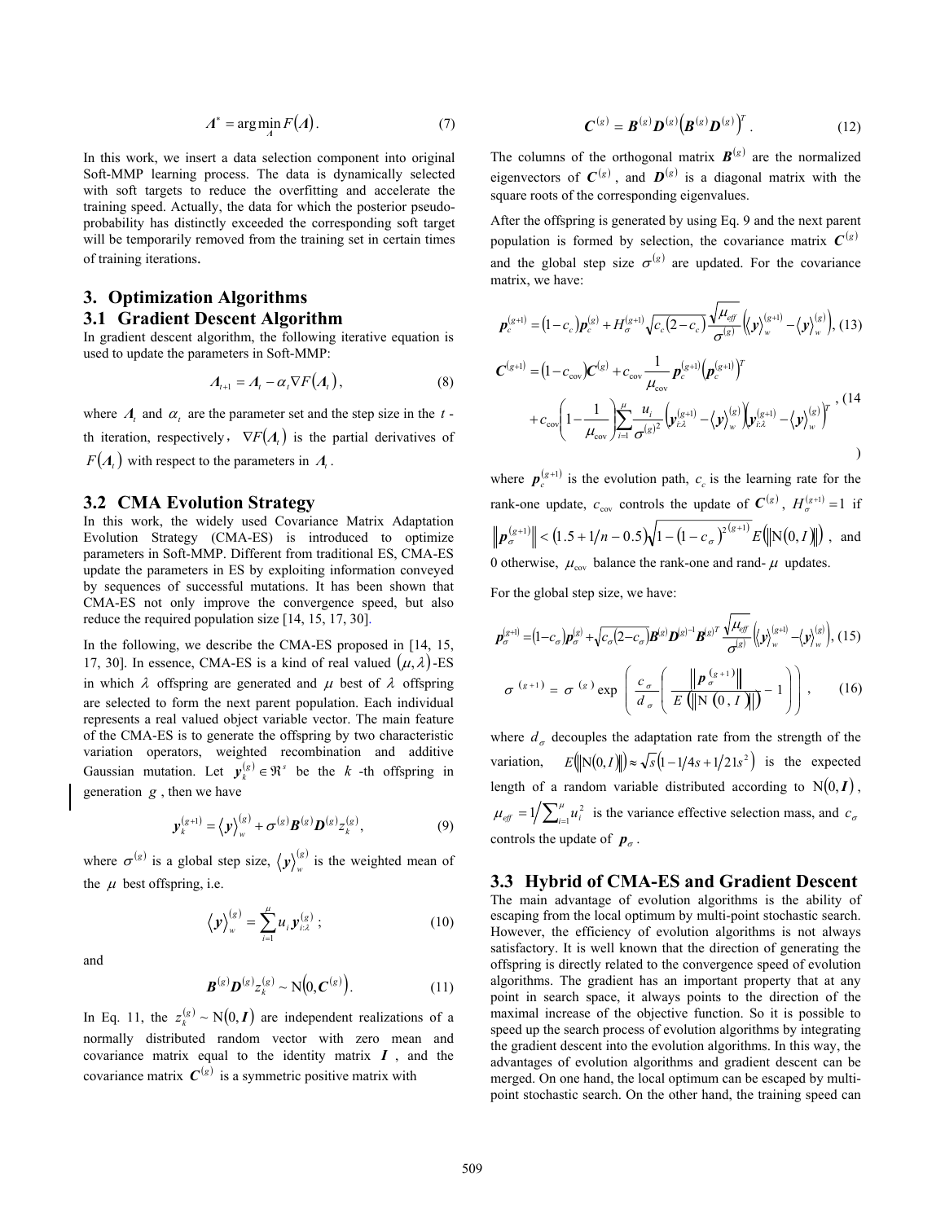$$\Lambda^* = \arg\min_{\Lambda} F(\Lambda). \tag{7}$$

In this work, we insert a data selection component into original Soft-MMP learning process. The data is dynamically selected with soft targets to reduce the overfitting and accelerate the training speed. Actually, the data for which the posterior pseudo-probability has distinctly exceeded the corresponding soft target will be temporarily removed from the training set in certain times of training iterations.

## 3. Optimization Algorithms

### 3.1 Gradient Descent Algorithm

In gradient descent algorithm, the following iterative equation is used to update the parameters in Soft-MMP:

$$\Lambda_{t+1} = \Lambda_t - \alpha_t \nabla F(\Lambda_t), \tag{8}$$

where $\Lambda_t$ and $\alpha_t$ are the parameter set and the step size in the $t$-th iteration, respectively, $\nabla F(\Lambda_t)$ is the partial derivatives of $F(\Lambda_t)$ with respect to the parameters in $\Lambda_t$.

### 3.2 CMA Evolution Strategy

In this work, the widely used Covariance Matrix Adaptation Evolution Strategy (CMA-ES) is introduced to optimize parameters in Soft-MMP. Different from traditional ES, CMA-ES update the parameters in ES by exploiting information conveyed by sequences of successful mutations. It has been shown that CMA-ES not only improve the convergence speed, but also reduce the required population size [14, 15, 17, 30].

In the following, we describe the CMA-ES proposed in [14, 15, 17, 30]. In essence, CMA-ES is a kind of real valued $(\mu, \lambda)$-ES in which $\lambda$ offspring are generated and $\mu$ best of $\lambda$ offspring are selected to form the next parent population. Each individual represents a real valued object variable vector. The main feature of the CMA-ES is to generate the offspring by two characteristic variation operators, weighted recombination and additive Gaussian mutation. Let $\boldsymbol{y}_k^{(g)} \in \Re^s$ be the $k$-th offspring in generation $g$, then we have

$$\boldsymbol{y}_k^{(g+1)} = \langle \boldsymbol{y} \rangle_w^{(g)} + \sigma^{(g)} \boldsymbol{B}^{(g)} \boldsymbol{D}^{(g)} z_k^{(g)}, \tag{9}$$

where $\sigma^{(g)}$ is a global step size, $\langle \boldsymbol{y} \rangle_w^{(g)}$ is the weighted mean of the $\mu$ best offspring, i.e.

$$\langle \boldsymbol{y} \rangle_w^{(g)} = \sum_{i=1}^{\mu} u_i \boldsymbol{y}_{i:\lambda}^{(g)}; \tag{10}$$

and

$$\boldsymbol{B}^{(g)} \boldsymbol{D}^{(g)} z_k^{(g)} \sim \mathrm{N}\left(0, \boldsymbol{C}^{(g)}\right). \tag{11}$$

In Eq. 11, the $z_k^{(g)} \sim \mathrm{N}(0, \boldsymbol{I})$ are independent realizations of a normally distributed random vector with zero mean and covariance matrix equal to the identity matrix $\boldsymbol{I}$, and the covariance matrix $\boldsymbol{C}^{(g)}$ is a symmetric positive matrix with

$$\boldsymbol{C}^{(g)} = \boldsymbol{B}^{(g)} \boldsymbol{D}^{(g)} \left(\boldsymbol{B}^{(g)} \boldsymbol{D}^{(g)}\right)^T. \tag{12}$$

The columns of the orthogonal matrix $\boldsymbol{B}^{(g)}$ are the normalized eigenvectors of $\boldsymbol{C}^{(g)}$, and $\boldsymbol{D}^{(g)}$ is a diagonal matrix with the square roots of the corresponding eigenvalues.

After the offspring is generated by using Eq. 9 and the next parent population is formed by selection, the covariance matrix $\boldsymbol{C}^{(g)}$ and the global step size $\sigma^{(g)}$ are updated. For the covariance matrix, we have:

$$\boldsymbol{p}_c^{(g+1)} = (1 - c_c)\boldsymbol{p}_c^{(g)} + H_\sigma^{(g+1)} \sqrt{c_c(2 - c_c)} \frac{\sqrt{\mu_{eff}}}{\sigma^{(g)}} \left(\langle \boldsymbol{y} \rangle_w^{(g+1)} - \langle \boldsymbol{y} \rangle_w^{(g)}\right), \tag{13}$$

$$\begin{aligned}\boldsymbol{C}^{(g+1)} &= (1 - c_{\mathrm{cov}})\boldsymbol{C}^{(g)} + c_{\mathrm{cov}} \frac{1}{\mu_{\mathrm{cov}}} \boldsymbol{p}_c^{(g+1)} \left(\boldsymbol{p}_c^{(g+1)}\right)^T \\ &+ c_{\mathrm{cov}} \left(1 - \frac{1}{\mu_{\mathrm{cov}}}\right) \sum_{i=1}^{\mu} \frac{u_i}{\sigma^{(g)2}} \left(\boldsymbol{y}_{i:\lambda}^{(g+1)} - \langle \boldsymbol{y} \rangle_w^{(g)}\right)\left(\boldsymbol{y}_{i:\lambda}^{(g+1)} - \langle \boldsymbol{y} \rangle_w^{(g)}\right)^T\end{aligned}, \tag{14}$$

where $\boldsymbol{p}_c^{(g+1)}$ is the evolution path, $c_c$ is the learning rate for the rank-one update, $c_{\mathrm{cov}}$ controls the update of $\boldsymbol{C}^{(g)}$, $H_\sigma^{(g+1)} = 1$ if $\left\|\boldsymbol{p}_\sigma^{(g+1)}\right\| < (1.5 + 1/n - 0.5)\sqrt{1 - (1 - c_\sigma)^{2(g+1)}} E(\|\mathrm{N}(0, I)\|)$, and 0 otherwise, $\mu_{\mathrm{cov}}$ balance the rank-one and rand-$\mu$ updates.

For the global step size, we have:

$$\boldsymbol{p}_\sigma^{(g+1)} = (1 - c_\sigma)\boldsymbol{p}_\sigma^{(g)} + \sqrt{c_\sigma(2 - c_\sigma)} \boldsymbol{B}^{(g)} \boldsymbol{D}^{(g)-1} \boldsymbol{B}^{(g)T} \frac{\sqrt{\mu_{eff}}}{\sigma^{(g)}} \left(\langle \boldsymbol{y} \rangle_w^{(g+1)} - \langle \boldsymbol{y} \rangle_w^{(g)}\right), \tag{15}$$

$$\sigma^{(g+1)} = \sigma^{(g)} \exp\left(\frac{c_\sigma}{d_\sigma}\left(\frac{\left\|\boldsymbol{p}_\sigma^{(g+1)}\right\|}{E(\|\mathrm{N}(0, I)\|)} - 1\right)\right), \tag{16}$$

where $d_\sigma$ decouples the adaptation rate from the strength of the variation, $E(\|\mathrm{N}(0, I)\|) \approx \sqrt{s}\left(1 - 1/4s + 1/21s^2\right)$ is the expected length of a random variable distributed according to $\mathrm{N}(0, \boldsymbol{I})$, $\mu_{eff} = 1 \big/ \sum_{i=1}^{\mu} u_i^2$ is the variance effective selection mass, and $c_\sigma$ controls the update of $\boldsymbol{p}_\sigma$.

### 3.3 Hybrid of CMA-ES and Gradient Descent

The main advantage of evolution algorithms is the ability of escaping from the local optimum by multi-point stochastic search. However, the efficiency of evolution algorithms is not always satisfactory. It is well known that the direction of generating the offspring is directly related to the convergence speed of evolution algorithms. The gradient has an important property that at any point in search space, it always points to the direction of the maximal increase of the objective function. So it is possible to speed up the search process of evolution algorithms by integrating the gradient descent into the evolution algorithms. In this way, the advantages of evolution algorithms and gradient descent can be merged. On one hand, the local optimum can be escaped by multi-point stochastic search. On the other hand, the training speed can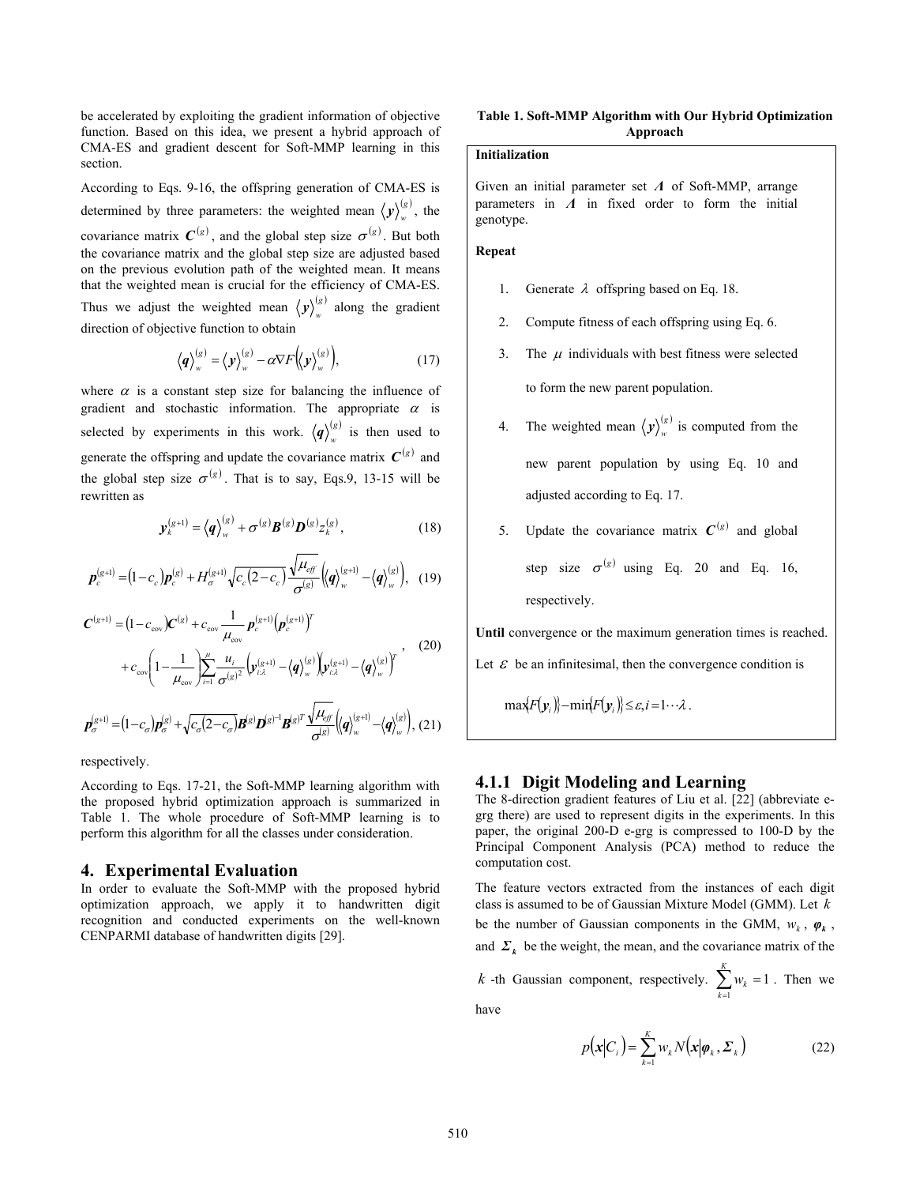be accelerated by exploiting the gradient information of objective function. Based on this idea, we present a hybrid approach of CMA-ES and gradient descent for Soft-MMP learning in this section.

According to Eqs. 9-16, the offspring generation of CMA-ES is determined by three parameters: the weighted mean $\langle \boldsymbol{y} \rangle_w^{(g)}$, the covariance matrix $\boldsymbol{C}^{(g)}$, and the global step size $\sigma^{(g)}$. But both the covariance matrix and the global step size are adjusted based on the previous evolution path of the weighted mean. It means that the weighted mean is crucial for the efficiency of CMA-ES. Thus we adjust the weighted mean $\langle \boldsymbol{y} \rangle_w^{(g)}$ along the gradient direction of objective function to obtain

$$\langle \boldsymbol{q} \rangle_w^{(g)} = \langle \boldsymbol{y} \rangle_w^{(g)} - \alpha \nabla F\left(\langle \boldsymbol{y} \rangle_w^{(g)}\right), \tag{17}$$

where $\alpha$ is a constant step size for balancing the influence of gradient and stochastic information. The appropriate $\alpha$ is selected by experiments in this work. $\langle \boldsymbol{q} \rangle_w^{(g)}$ is then used to generate the offspring and update the covariance matrix $\boldsymbol{C}^{(g)}$ and the global step size $\sigma^{(g)}$. That is to say, Eqs.9, 13-15 will be rewritten as

$$\boldsymbol{y}_k^{(g+1)} = \langle \boldsymbol{q} \rangle_w^{(g)} + \sigma^{(g)} \boldsymbol{B}^{(g)} \boldsymbol{D}^{(g)} z_k^{(g)}, \tag{18}$$

$$\boldsymbol{p}_c^{(g+1)} = (1 - c_c)\boldsymbol{p}_c^{(g)} + H_\sigma^{(g+1)} \sqrt{c_c(2 - c_c)} \frac{\sqrt{\mu_{eff}}}{\sigma^{(g)}} \left( \langle \boldsymbol{q} \rangle_w^{(g+1)} - \langle \boldsymbol{q} \rangle_w^{(g)} \right), \tag{19}$$

$$\begin{aligned}\boldsymbol{C}^{(g+1)} &= (1 - c_{\mathrm{cov}})\boldsymbol{C}^{(g)} + c_{\mathrm{cov}} \frac{1}{\mu_{\mathrm{cov}}} \boldsymbol{p}_c^{(g+1)} \left(\boldsymbol{p}_c^{(g+1)}\right)^T \\ &+ c_{\mathrm{cov}} \left(1 - \frac{1}{\mu_{\mathrm{cov}}}\right) \sum_{i=1}^{\mu} \frac{u_i}{\sigma^{(g)2}} \left(\boldsymbol{y}_{i:\lambda}^{(g+1)} - \langle \boldsymbol{q} \rangle_w^{(g)}\right)\left(\boldsymbol{y}_{i:\lambda}^{(g+1)} - \langle \boldsymbol{q} \rangle_w^{(g)}\right)^T\end{aligned}, \tag{20}$$

$$\boldsymbol{p}_\sigma^{(g+1)} = (1 - c_\sigma)\boldsymbol{p}_\sigma^{(g)} + \sqrt{c_\sigma(2 - c_\sigma)} \boldsymbol{B}^{(g)} \boldsymbol{D}^{(g)-1} \boldsymbol{B}^{(g)T} \frac{\sqrt{\mu_{eff}}}{\sigma^{(g)}} \left( \langle \boldsymbol{q} \rangle_w^{(g+1)} - \langle \boldsymbol{q} \rangle_w^{(g)} \right), \tag{21}$$

respectively.

According to Eqs. 17-21, the Soft-MMP learning algorithm with the proposed hybrid optimization approach is summarized in Table 1. The whole procedure of Soft-MMP learning is to perform this algorithm for all the classes under consideration.

## 4. Experimental Evaluation

In order to evaluate the Soft-MMP with the proposed hybrid optimization approach, we apply it to handwritten digit recognition and conducted experiments on the well-known CENPARMI database of handwritten digits [29].

**Table 1. Soft-MMP Algorithm with Our Hybrid Optimization Approach**

**Initialization**

Given an initial parameter set $\boldsymbol{\Lambda}$ of Soft-MMP, arrange parameters in $\boldsymbol{\Lambda}$ in fixed order to form the initial genotype.

**Repeat**

1. Generate $\lambda$ offspring based on Eq. 18.
2. Compute fitness of each offspring using Eq. 6.
3. The $\mu$ individuals with best fitness were selected to form the new parent population.
4. The weighted mean $\langle \boldsymbol{y} \rangle_w^{(g)}$ is computed from the new parent population by using Eq. 10 and adjusted according to Eq. 17.
5. Update the covariance matrix $\boldsymbol{C}^{(g)}$ and global step size $\sigma^{(g)}$ using Eq. 20 and Eq. 16, respectively.

**Until** convergence or the maximum generation times is reached.

Let $\varepsilon$ be an infinitesimal, then the convergence condition is

$$\max\{F(\boldsymbol{y}_i)\} - \min\{F(\boldsymbol{y}_i)\} \le \varepsilon, i = 1 \cdots \lambda.$$

### 4.1.1 Digit Modeling and Learning

The 8-direction gradient features of Liu et al. [22] (abbreviate e-grg there) are used to represent digits in the experiments. In this paper, the original 200-D e-grg is compressed to 100-D by the Principal Component Analysis (PCA) method to reduce the computation cost.

The feature vectors extracted from the instances of each digit class is assumed to be of Gaussian Mixture Model (GMM). Let $k$ be the number of Gaussian components in the GMM, $w_k$, $\boldsymbol{\varphi}_k$, and $\boldsymbol{\Sigma}_k$ be the weight, the mean, and the covariance matrix of the $k$-th Gaussian component, respectively. $\sum_{k=1}^{K} w_k = 1$. Then we have

$$p(\boldsymbol{x}|C_i) = \sum_{k=1}^{K} w_k N(\boldsymbol{x}|\boldsymbol{\varphi}_k, \boldsymbol{\Sigma}_k) \tag{22}$$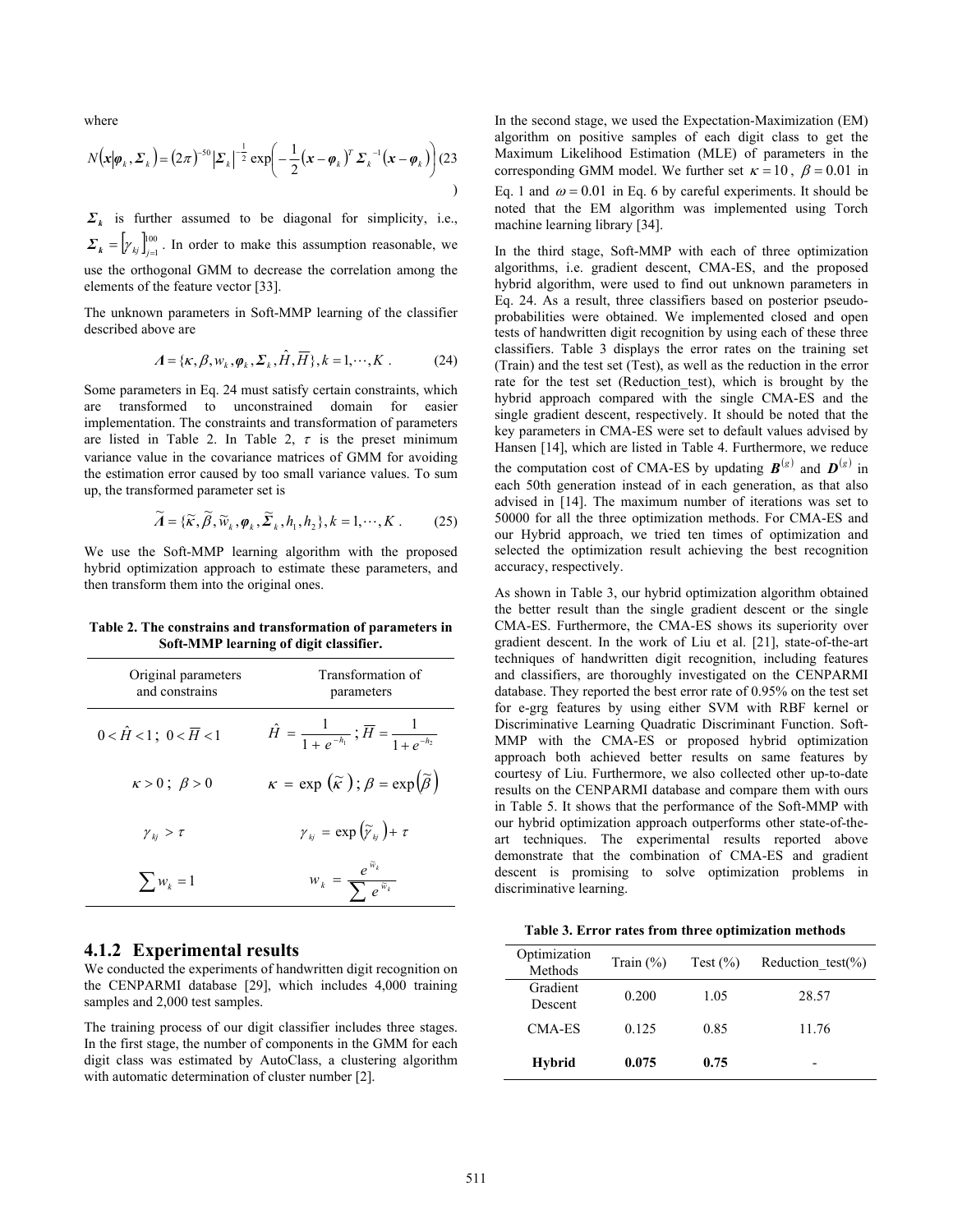where

$$N\left(\boldsymbol{x}\middle|\boldsymbol{\varphi}_k, \boldsymbol{\Sigma}_k\right) = (2\pi)^{-50}\left|\boldsymbol{\Sigma}_k\right|^{-\frac{1}{2}} \exp\left(-\frac{1}{2}\left(\boldsymbol{x}-\boldsymbol{\varphi}_k\right)^T \boldsymbol{\Sigma}_k^{-1}\left(\boldsymbol{x}-\boldsymbol{\varphi}_k\right)\right) \quad (23)$$

$\boldsymbol{\Sigma}_k$ is further assumed to be diagonal for simplicity, i.e., $\boldsymbol{\Sigma}_k = \left[\gamma_{kj}\right]_{j=1}^{100}$. In order to make this assumption reasonable, we use the orthogonal GMM to decrease the correlation among the elements of the feature vector [33].

The unknown parameters in Soft-MMP learning of the classifier described above are

$$\Lambda = \{\kappa, \beta, w_k, \boldsymbol{\varphi}_k, \boldsymbol{\Sigma}_k, \hat{H}, \overline{H}\}, k = 1, \cdots, K \;. \quad (24)$$

Some parameters in Eq. 24 must satisfy certain constraints, which are transformed to unconstrained domain for easier implementation. The constraints and transformation of parameters are listed in Table 2. In Table 2, $\tau$ is the preset minimum variance value in the covariance matrices of GMM for avoiding the estimation error caused by too small variance values. To sum up, the transformed parameter set is

$$\widetilde{\Lambda} = \{\widetilde{\kappa}, \widetilde{\beta}, \widetilde{w}_k, \boldsymbol{\varphi}_k, \widetilde{\boldsymbol{\Sigma}}_k, h_1, h_2\}, k = 1, \cdots, K \;. \quad (25)$$

We use the Soft-MMP learning algorithm with the proposed hybrid optimization approach to estimate these parameters, and then transform them into the original ones.

**Table 2. The constrains and transformation of parameters in Soft-MMP learning of digit classifier.**

| Original parameters and constrains | Transformation of parameters |
|---|---|
| $0 < \hat{H} < 1$; $0 < \overline{H} < 1$ | $\hat{H} = \dfrac{1}{1+e^{-h_1}}$; $\overline{H} = \dfrac{1}{1+e^{-h_2}}$ |
| $\kappa > 0$; $\beta > 0$ | $\kappa = \exp\left(\widetilde{\kappa}\right)$; $\beta = \exp\left(\widetilde{\beta}\right)$ |
| $\gamma_{kj} > \tau$ | $\gamma_{kj} = \exp\left(\widetilde{\gamma}_{kj}\right) + \tau$ |
| $\sum w_k = 1$ | $w_k = \dfrac{e^{\widetilde{w}_k}}{\sum e^{\widetilde{w}_k}}$ |

### 4.1.2 Experimental results

We conducted the experiments of handwritten digit recognition on the CENPARMI database [29], which includes 4,000 training samples and 2,000 test samples.

The training process of our digit classifier includes three stages. In the first stage, the number of components in the GMM for each digit class was estimated by AutoClass, a clustering algorithm with automatic determination of cluster number [2].

In the second stage, we used the Expectation-Maximization (EM) algorithm on positive samples of each digit class to get the Maximum Likelihood Estimation (MLE) of parameters in the corresponding GMM model. We further set $\kappa = 10$, $\beta = 0.01$ in Eq. 1 and $\omega = 0.01$ in Eq. 6 by careful experiments. It should be noted that the EM algorithm was implemented using Torch machine learning library [34].

In the third stage, Soft-MMP with each of three optimization algorithms, i.e. gradient descent, CMA-ES, and the proposed hybrid algorithm, were used to find out unknown parameters in Eq. 24. As a result, three classifiers based on posterior pseudo-probabilities were obtained. We implemented closed and open tests of handwritten digit recognition by using each of these three classifiers. Table 3 displays the error rates on the training set (Train) and the test set (Test), as well as the reduction in the error rate for the test set (Reduction_test), which is brought by the hybrid approach compared with the single CMA-ES and the single gradient descent, respectively. It should be noted that the key parameters in CMA-ES were set to default values advised by Hansen [14], which are listed in Table 4. Furthermore, we reduce the computation cost of CMA-ES by updating $\boldsymbol{B}^{(g)}$ and $\boldsymbol{D}^{(g)}$ in each 50th generation instead of in each generation, as that also advised in [14]. The maximum number of iterations was set to 50000 for all the three optimization methods. For CMA-ES and our Hybrid approach, we tried ten times of optimization and selected the optimization result achieving the best recognition accuracy, respectively.

As shown in Table 3, our hybrid optimization algorithm obtained the better result than the single gradient descent or the single CMA-ES. Furthermore, the CMA-ES shows its superiority over gradient descent. In the work of Liu et al. [21], state-of-the-art techniques of handwritten digit recognition, including features and classifiers, are thoroughly investigated on the CENPARMI database. They reported the best error rate of 0.95% on the test set for e-grg features by using either SVM with RBF kernel or Discriminative Learning Quadratic Discriminant Function. Soft-MMP with the CMA-ES or proposed hybrid optimization approach both achieved better results on same features by courtesy of Liu. Furthermore, we also collected other up-to-date results on the CENPARMI database and compare them with ours in Table 5. It shows that the performance of the Soft-MMP with our hybrid optimization approach outperforms other state-of-the-art techniques. The experimental results reported above demonstrate that the combination of CMA-ES and gradient descent is promising to solve optimization problems in discriminative learning.

**Table 3. Error rates from three optimization methods**

| Optimization Methods | Train (%) | Test (%) | Reduction_test(%) |
|---|---|---|---|
| Gradient Descent | 0.200 | 1.05 | 28.57 |
| CMA-ES | 0.125 | 0.85 | 11.76 |
| **Hybrid** | **0.075** | **0.75** | - |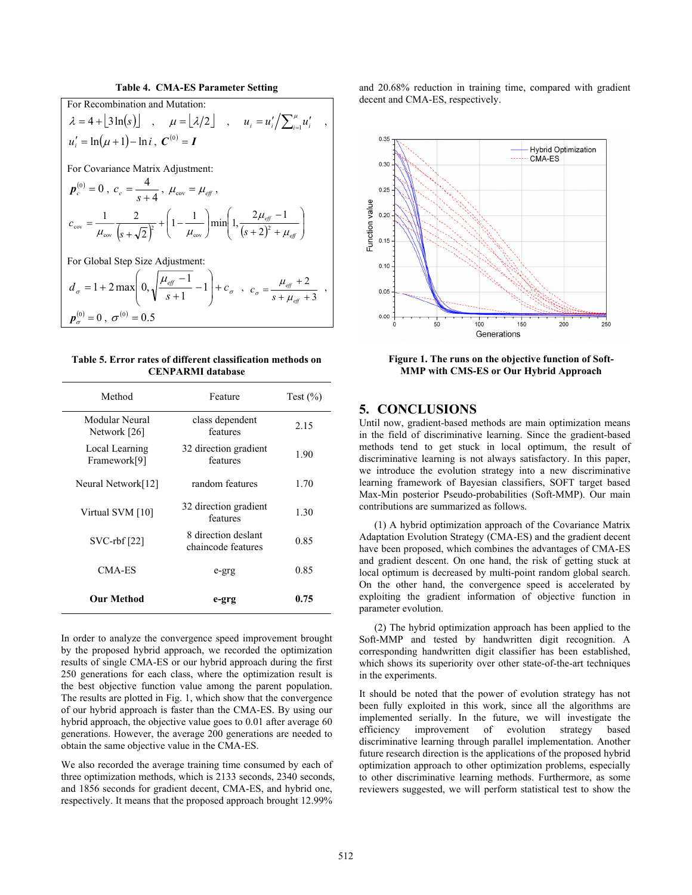**Table 4. CMA-ES Parameter Setting**

For Recombination and Mutation:

$$\lambda = 4 + \lfloor 3\ln(s) \rfloor \quad , \quad \mu = \lfloor \lambda/2 \rfloor \quad , \quad u_i = u_i' \Big/ \sum_{i=1}^{\mu} u_i' \quad ,$$

$$u_i' = \ln(\mu+1) - \ln i \, , \; \boldsymbol{C}^{(0)} = \boldsymbol{I}$$

For Covariance Matrix Adjustment:

$$\boldsymbol{p}_c^{(0)} = 0 \, , \; c_c = \frac{4}{s+4} \, , \; \mu_{\text{cov}} = \mu_{eff} \, ,$$

$$c_{\text{cov}} = \frac{1}{\mu_{\text{cov}}} \frac{2}{\left(s+\sqrt{2}\right)^2} + \left(1 - \frac{1}{\mu_{\text{cov}}}\right) \min\left(1, \frac{2\mu_{eff} - 1}{(s+2)^2 + \mu_{eff}}\right)$$

For Global Step Size Adjustment:

$$d_\sigma = 1 + 2\max\left(0, \sqrt{\frac{\mu_{eff} - 1}{s+1}} - 1\right) + c_\sigma \quad , \quad c_\sigma = \frac{\mu_{eff} + 2}{s + \mu_{eff} + 3} \quad ,$$

$$\boldsymbol{p}_\sigma^{(0)} = 0 \, , \; \sigma^{(0)} = 0.5$$

**Table 5. Error rates of different classification methods on CENPARMI database**

| Method | Feature | Test (%) |
|---|---|---|
| Modular Neural Network [26] | class dependent features | 2.15 |
| Local Learning Framework[9] | 32 direction gradient features | 1.90 |
| Neural Network[12] | random features | 1.70 |
| Virtual SVM [10] | 32 direction gradient features | 1.30 |
| SVC-rbf [22] | 8 direction deslant chaincode features | 0.85 |
| CMA-ES | e-grg | 0.85 |
| **Our Method** | **e-grg** | **0.75** |

In order to analyze the convergence speed improvement brought by the proposed hybrid approach, we recorded the optimization results of single CMA-ES or our hybrid approach during the first 250 generations for each class, where the optimization result is the best objective function value among the parent population. The results are plotted in Fig. 1, which show that the convergence of our hybrid approach is faster than the CMA-ES. By using our hybrid approach, the objective value goes to 0.01 after average 60 generations. However, the average 200 generations are needed to obtain the same objective value in the CMA-ES.

We also recorded the average training time consumed by each of three optimization methods, which is 2133 seconds, 2340 seconds, and 1856 seconds for gradient decent, CMA-ES, and hybrid one, respectively. It means that the proposed approach brought 12.99% and 20.68% reduction in training time, compared with gradient decent and CMA-ES, respectively.

**Figure 1. The runs on the objective function of Soft-MMP with CMS-ES or Our Hybrid Approach**

## 5. CONCLUSIONS

Until now, gradient-based methods are main optimization means in the field of discriminative learning. Since the gradient-based methods tend to get stuck in local optimum, the result of discriminative learning is not always satisfactory. In this paper, we introduce the evolution strategy into a new discriminative learning framework of Bayesian classifiers, SOFT target based Max-Min posterior Pseudo-probabilities (Soft-MMP). Our main contributions are summarized as follows.

(1) A hybrid optimization approach of the Covariance Matrix Adaptation Evolution Strategy (CMA-ES) and the gradient decent have been proposed, which combines the advantages of CMA-ES and gradient descent. On one hand, the risk of getting stuck at local optimum is decreased by multi-point random global search. On the other hand, the convergence speed is accelerated by exploiting the gradient information of objective function in parameter evolution.

(2) The hybrid optimization approach has been applied to the Soft-MMP and tested by handwritten digit recognition. A corresponding handwritten digit classifier has been established, which shows its superiority over other state-of-the-art techniques in the experiments.

It should be noted that the power of evolution strategy has not been fully exploited in this work, since all the algorithms are implemented serially. In the future, we will investigate the efficiency improvement of evolution strategy based discriminative learning through parallel implementation. Another future research direction is the applications of the proposed hybrid optimization approach to other optimization problems, especially to other discriminative learning methods. Furthermore, as some reviewers suggested, we will perform statistical test to show the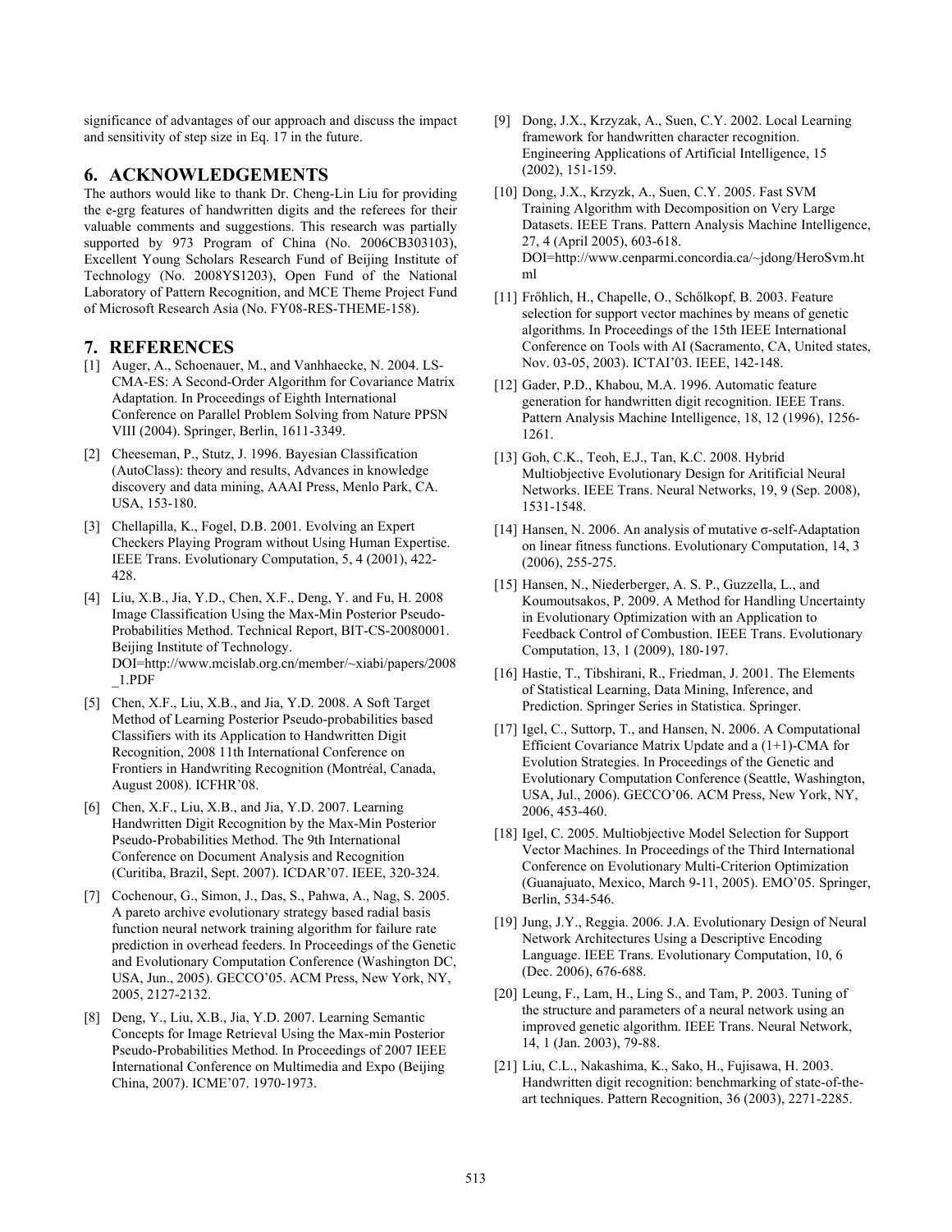significance of advantages of our approach and discuss the impact and sensitivity of step size in Eq. 17 in the future.

## 6. ACKNOWLEDGEMENTS

The authors would like to thank Dr. Cheng-Lin Liu for providing the e-grg features of handwritten digits and the referees for their valuable comments and suggestions. This research was partially supported by 973 Program of China (No. 2006CB303103), Excellent Young Scholars Research Fund of Beijing Institute of Technology (No. 2008YS1203), Open Fund of the National Laboratory of Pattern Recognition, and MCE Theme Project Fund of Microsoft Research Asia (No. FY08-RES-THEME-158).

## 7. REFERENCES

[1] Auger, A., Schoenauer, M., and Vanhhaecke, N. 2004. LS-CMA-ES: A Second-Order Algorithm for Covariance Matrix Adaptation. In Proceedings of Eighth International Conference on Parallel Problem Solving from Nature PPSN VIII (2004). Springer, Berlin, 1611-3349.

[2] Cheeseman, P., Stutz, J. 1996. Bayesian Classification (AutoClass): theory and results, Advances in knowledge discovery and data mining, AAAI Press, Menlo Park, CA. USA, 153-180.

[3] Chellapilla, K., Fogel, D.B. 2001. Evolving an Expert Checkers Playing Program without Using Human Expertise. IEEE Trans. Evolutionary Computation, 5, 4 (2001), 422-428.

[4] Liu, X.B., Jia, Y.D., Chen, X.F., Deng, Y. and Fu, H. 2008 Image Classification Using the Max-Min Posterior Pseudo-Probabilities Method. Technical Report, BIT-CS-20080001. Beijing Institute of Technology. DOI=http://www.mcislab.org.cn/member/~xiabi/papers/2008_1.PDF

[5] Chen, X.F., Liu, X.B., and Jia, Y.D. 2008. A Soft Target Method of Learning Posterior Pseudo-probabilities based Classifiers with its Application to Handwritten Digit Recognition, 2008 11th International Conference on Frontiers in Handwriting Recognition (Montréal, Canada, August 2008). ICFHR'08.

[6] Chen, X.F., Liu, X.B., and Jia, Y.D. 2007. Learning Handwritten Digit Recognition by the Max-Min Posterior Pseudo-Probabilities Method. The 9th International Conference on Document Analysis and Recognition (Curitiba, Brazil, Sept. 2007). ICDAR'07. IEEE, 320-324.

[7] Cochenour, G., Simon, J., Das, S., Pahwa, A., Nag, S. 2005. A pareto archive evolutionary strategy based radial basis function neural network training algorithm for failure rate prediction in overhead feeders. In Proceedings of the Genetic and Evolutionary Computation Conference (Washington DC, USA, Jun., 2005). GECCO'05. ACM Press, New York, NY, 2005, 2127-2132.

[8] Deng, Y., Liu, X.B., Jia, Y.D. 2007. Learning Semantic Concepts for Image Retrieval Using the Max-min Posterior Pseudo-Probabilities Method. In Proceedings of 2007 IEEE International Conference on Multimedia and Expo (Beijing China, 2007). ICME'07. 1970-1973.

[9] Dong, J.X., Krzyzak, A., Suen, C.Y. 2002. Local Learning framework for handwritten character recognition. Engineering Applications of Artificial Intelligence, 15 (2002), 151-159.

[10] Dong, J.X., Krzyzk, A., Suen, C.Y. 2005. Fast SVM Training Algorithm with Decomposition on Very Large Datasets. IEEE Trans. Pattern Analysis Machine Intelligence, 27, 4 (April 2005), 603-618. DOI=http://www.cenparmi.concordia.ca/~jdong/HeroSvm.html

[11] Frőhlich, H., Chapelle, O., Schőlkopf, B. 2003. Feature selection for support vector machines by means of genetic algorithms. In Proceedings of the 15th IEEE International Conference on Tools with AI (Sacramento, CA, United states, Nov. 03-05, 2003). ICTAI'03. IEEE, 142-148.

[12] Gader, P.D., Khabou, M.A. 1996. Automatic feature generation for handwritten digit recognition. IEEE Trans. Pattern Analysis Machine Intelligence, 18, 12 (1996), 1256-1261.

[13] Goh, C.K., Teoh, E.J., Tan, K.C. 2008. Hybrid Multiobjective Evolutionary Design for Aritificial Neural Networks. IEEE Trans. Neural Networks, 19, 9 (Sep. 2008), 1531-1548.

[14] Hansen, N. 2006. An analysis of mutative σ-self-Adaptation on linear fitness functions. Evolutionary Computation, 14, 3 (2006), 255-275.

[15] Hansen, N., Niederberger, A. S. P., Guzzella, L., and Koumoutsakos, P. 2009. A Method for Handling Uncertainty in Evolutionary Optimization with an Application to Feedback Control of Combustion. IEEE Trans. Evolutionary Computation, 13, 1 (2009), 180-197.

[16] Hastie, T., Tibshirani, R., Friedman, J. 2001. The Elements of Statistical Learning, Data Mining, Inference, and Prediction. Springer Series in Statistica. Springer.

[17] Igel, C., Suttorp, T., and Hansen, N. 2006. A Computational Efficient Covariance Matrix Update and a (1+1)-CMA for Evolution Strategies. In Proceedings of the Genetic and Evolutionary Computation Conference (Seattle, Washington, USA, Jul., 2006). GECCO'06. ACM Press, New York, NY, 2006, 453-460.

[18] Igel, C. 2005. Multiobjective Model Selection for Support Vector Machines. In Proceedings of the Third International Conference on Evolutionary Multi-Criterion Optimization (Guanajuato, Mexico, March 9-11, 2005). EMO'05. Springer, Berlin, 534-546.

[19] Jung, J.Y., Reggia. 2006. J.A. Evolutionary Design of Neural Network Architectures Using a Descriptive Encoding Language. IEEE Trans. Evolutionary Computation, 10, 6 (Dec. 2006), 676-688.

[20] Leung, F., Lam, H., Ling S., and Tam, P. 2003. Tuning of the structure and parameters of a neural network using an improved genetic algorithm. IEEE Trans. Neural Network, 14, 1 (Jan. 2003), 79-88.

[21] Liu, C.L., Nakashima, K., Sako, H., Fujisawa, H. 2003. Handwritten digit recognition: benchmarking of state-of-the-art techniques. Pattern Recognition, 36 (2003), 2271-2285.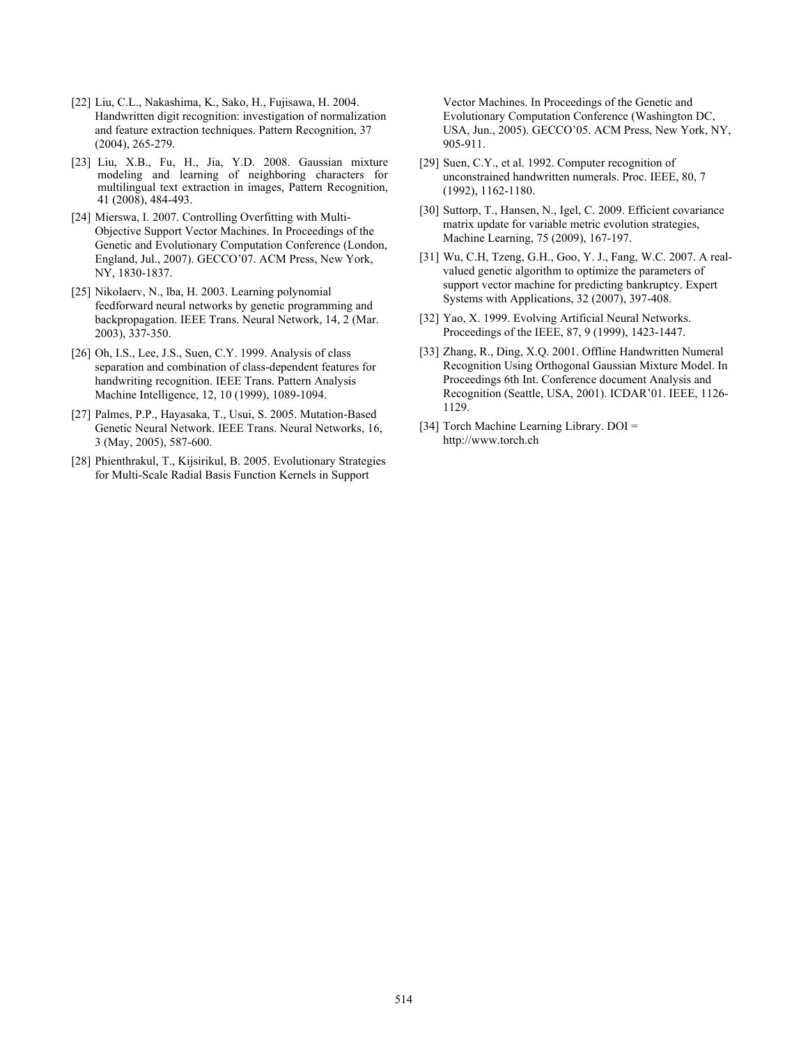[22] Liu, C.L., Nakashima, K., Sako, H., Fujisawa, H. 2004. Handwritten digit recognition: investigation of normalization and feature extraction techniques. Pattern Recognition, 37 (2004), 265-279.

[23] Liu, X.B., Fu, H., Jia, Y.D. 2008. Gaussian mixture modeling and learning of neighboring characters for multilingual text extraction in images, Pattern Recognition, 41 (2008), 484-493.

[24] Mierswa, I. 2007. Controlling Overfitting with Multi-Objective Support Vector Machines. In Proceedings of the Genetic and Evolutionary Computation Conference (London, England, Jul., 2007). GECCO'07. ACM Press, New York, NY, 1830-1837.

[25] Nikolaerv, N., lba, H. 2003. Learning polynomial feedforward neural networks by genetic programming and backpropagation. IEEE Trans. Neural Network, 14, 2 (Mar. 2003), 337-350.

[26] Oh, I.S., Lee, J.S., Suen, C.Y. 1999. Analysis of class separation and combination of class-dependent features for handwriting recognition. IEEE Trans. Pattern Analysis Machine Intelligence, 12, 10 (1999), 1089-1094.

[27] Palmes, P.P., Hayasaka, T., Usui, S. 2005. Mutation-Based Genetic Neural Network. IEEE Trans. Neural Networks, 16, 3 (May, 2005), 587-600.

[28] Phienthrakul, T., Kijsirikul, B. 2005. Evolutionary Strategies for Multi-Scale Radial Basis Function Kernels in Support Vector Machines. In Proceedings of the Genetic and Evolutionary Computation Conference (Washington DC, USA, Jun., 2005). GECCO'05. ACM Press, New York, NY, 905-911.

[29] Suen, C.Y., et al. 1992. Computer recognition of unconstrained handwritten numerals. Proc. IEEE, 80, 7 (1992), 1162-1180.

[30] Suttorp, T., Hansen, N., Igel, C. 2009. Efficient covariance matrix update for variable metric evolution strategies, Machine Learning, 75 (2009), 167-197.

[31] Wu, C.H, Tzeng, G.H., Goo, Y. J., Fang, W.C. 2007. A real-valued genetic algorithm to optimize the parameters of support vector machine for predicting bankruptcy. Expert Systems with Applications, 32 (2007), 397-408.

[32] Yao, X. 1999. Evolving Artificial Neural Networks. Proceedings of the IEEE, 87, 9 (1999), 1423-1447.

[33] Zhang, R., Ding, X.Q. 2001. Offline Handwritten Numeral Recognition Using Orthogonal Gaussian Mixture Model. In Proceedings 6th Int. Conference document Analysis and Recognition (Seattle, USA, 2001). ICDAR'01. IEEE, 1126-1129.

[34] Torch Machine Learning Library. DOI = http://www.torch.ch